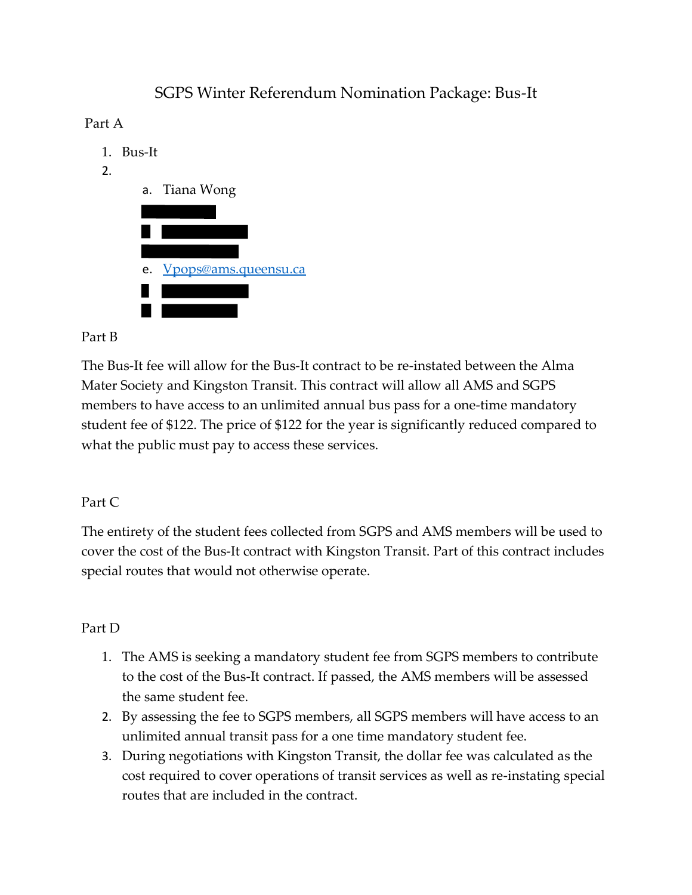# SGPS Winter Referendum Nomination Package: Bus-It

Part A

1. Bus-It
2.
    a. Tiana Wong

    e. Vpops@ams.queensu.ca

Part B

The Bus-It fee will allow for the Bus-It contract to be re-instated between the Alma Mater Society and Kingston Transit. This contract will allow all AMS and SGPS members to have access to an unlimited annual bus pass for a one-time mandatory student fee of $122. The price of $122 for the year is significantly reduced compared to what the public must pay to access these services.

Part C

The entirety of the student fees collected from SGPS and AMS members will be used to cover the cost of the Bus-It contract with Kingston Transit. Part of this contract includes special routes that would not otherwise operate.

Part D

1. The AMS is seeking a mandatory student fee from SGPS members to contribute to the cost of the Bus-It contract. If passed, the AMS members will be assessed the same student fee.
2. By assessing the fee to SGPS members, all SGPS members will have access to an unlimited annual transit pass for a one time mandatory student fee.
3. During negotiations with Kingston Transit, the dollar fee was calculated as the cost required to cover operations of transit services as well as re-instating special routes that are included in the contract.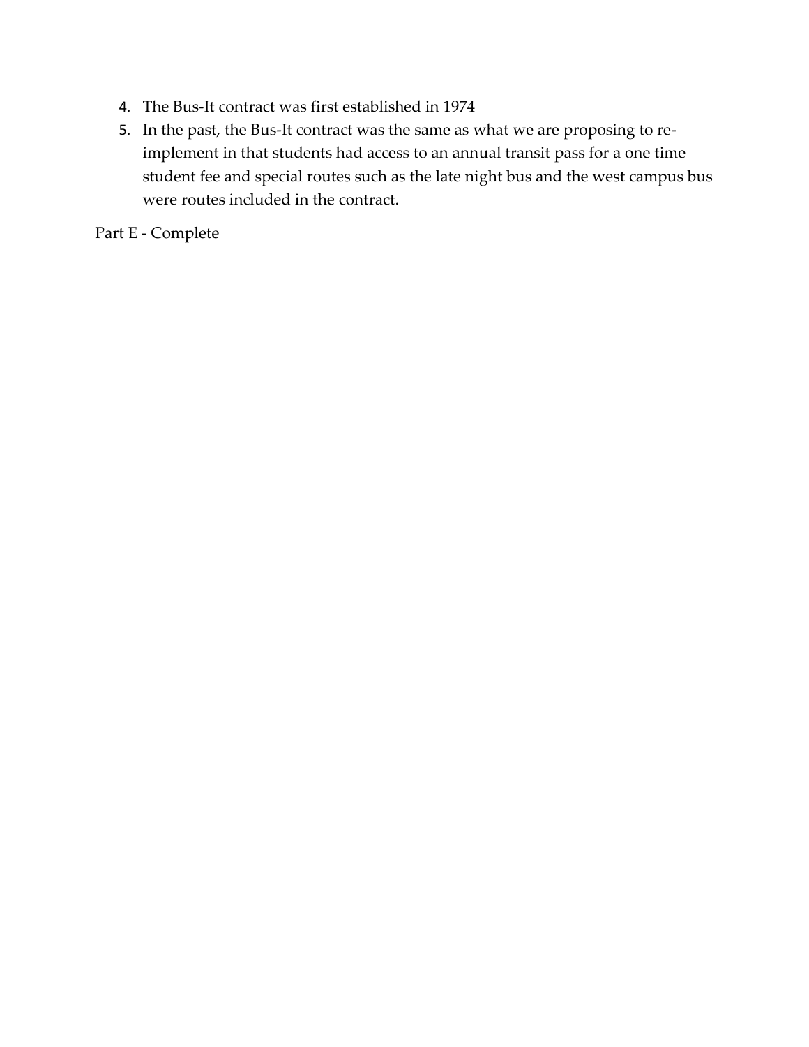4. The Bus-It contract was first established in 1974
5. In the past, the Bus-It contract was the same as what we are proposing to re-implement in that students had access to an annual transit pass for a one time student fee and special routes such as the late night bus and the west campus bus were routes included in the contract.

Part E - Complete